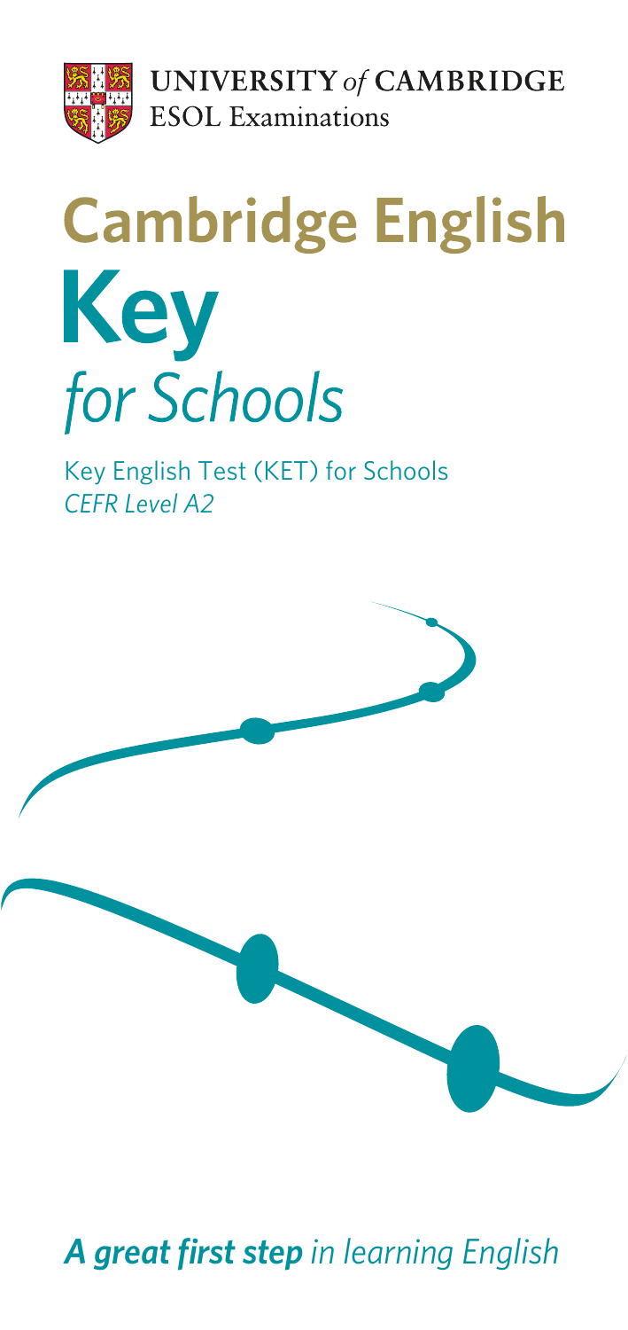UNIVERSITY *of* CAMBRIDGE
ESOL Examinations

# Cambridge English Key *for Schools*

Key English Test (KET) for Schools
*CEFR Level A2*

***A great first step** in learning English*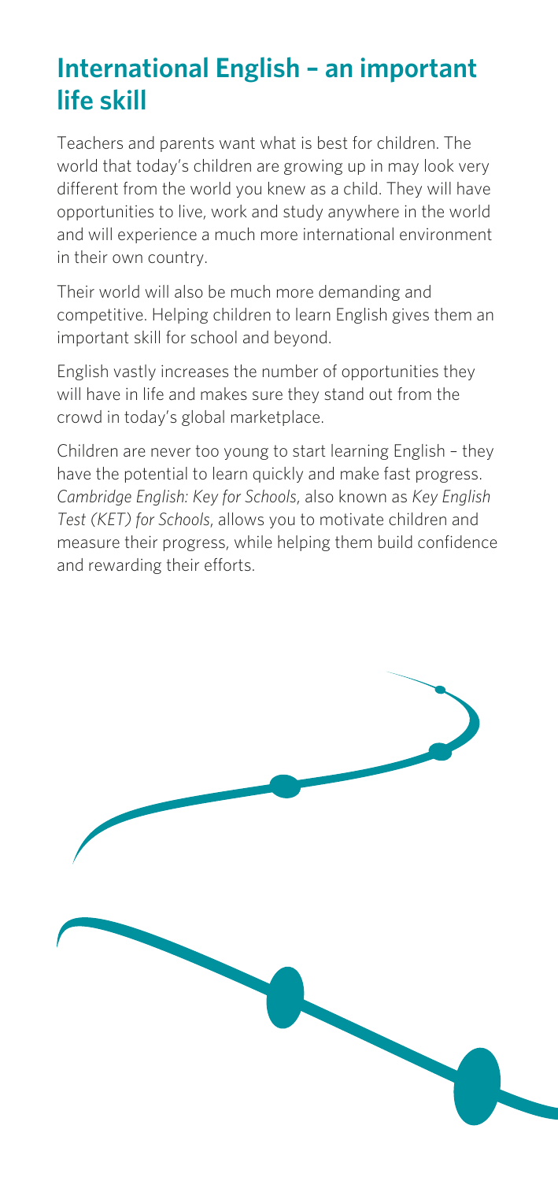## International English – an important life skill

Teachers and parents want what is best for children. The world that today's children are growing up in may look very different from the world you knew as a child. They will have opportunities to live, work and study anywhere in the world and will experience a much more international environment in their own country.

Their world will also be much more demanding and competitive. Helping children to learn English gives them an important skill for school and beyond.

English vastly increases the number of opportunities they will have in life and makes sure they stand out from the crowd in today's global marketplace.

Children are never too young to start learning English – they have the potential to learn quickly and make fast progress. *Cambridge English: Key for Schools*, also known as *Key English Test (KET) for Schools*, allows you to motivate children and measure their progress, while helping them build confidence and rewarding their efforts.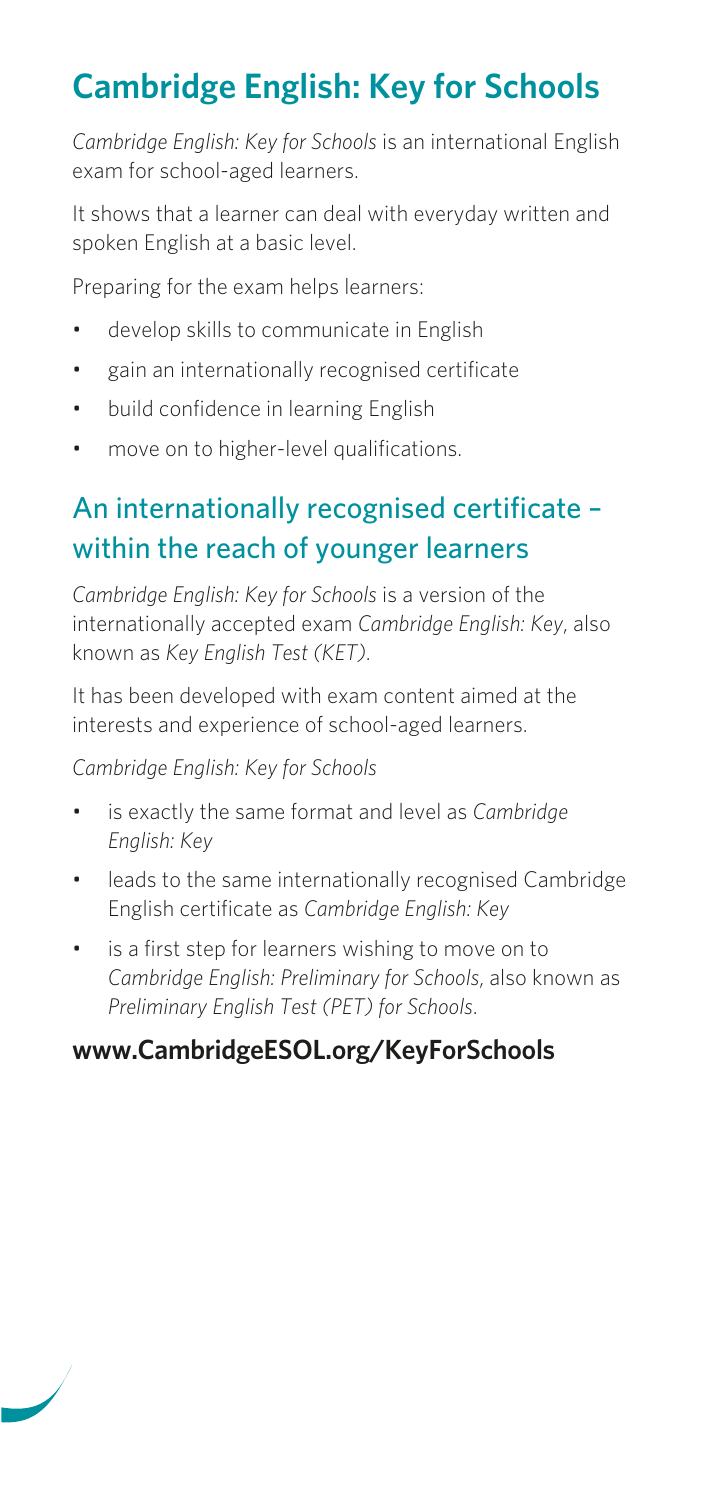# Cambridge English: Key for Schools

*Cambridge English: Key for Schools* is an international English exam for school-aged learners.

It shows that a learner can deal with everyday written and spoken English at a basic level.

Preparing for the exam helps learners:

- develop skills to communicate in English
- gain an internationally recognised certificate
- build confidence in learning English
- move on to higher-level qualifications.

## An internationally recognised certificate – within the reach of younger learners

*Cambridge English: Key for Schools* is a version of the internationally accepted exam *Cambridge English: Key*, also known as *Key English Test (KET)*.

It has been developed with exam content aimed at the interests and experience of school-aged learners.

*Cambridge English: Key for Schools*

- is exactly the same format and level as *Cambridge English: Key*
- leads to the same internationally recognised Cambridge English certificate as *Cambridge English: Key*
- is a first step for learners wishing to move on to *Cambridge English: Preliminary for Schools*, also known as *Preliminary English Test (PET) for Schools*.

**www.CambridgeESOL.org/KeyForSchools**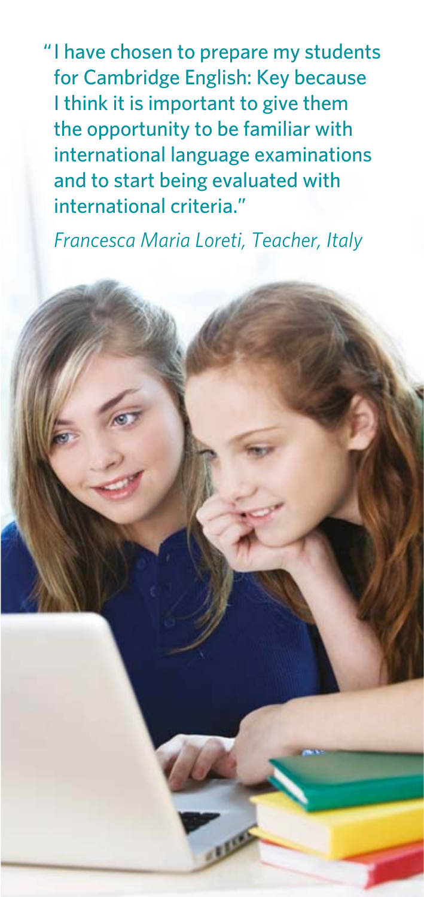"I have chosen to prepare my students for Cambridge English: Key because I think it is important to give them the opportunity to be familiar with international language examinations and to start being evaluated with international criteria."

*Francesca Maria Loreti, Teacher, Italy*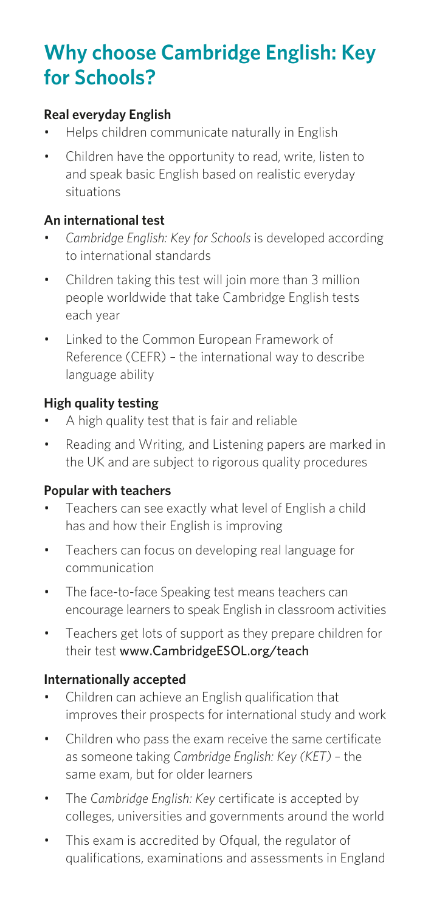# Why choose Cambridge English: Key for Schools?

**Real everyday English**

- Helps children communicate naturally in English
- Children have the opportunity to read, write, listen to and speak basic English based on realistic everyday situations

**An international test**

- *Cambridge English: Key for Schools* is developed according to international standards
- Children taking this test will join more than 3 million people worldwide that take Cambridge English tests each year
- Linked to the Common European Framework of Reference (CEFR) – the international way to describe language ability

**High quality testing**

- A high quality test that is fair and reliable
- Reading and Writing, and Listening papers are marked in the UK and are subject to rigorous quality procedures

**Popular with teachers**

- Teachers can see exactly what level of English a child has and how their English is improving
- Teachers can focus on developing real language for communication
- The face-to-face Speaking test means teachers can encourage learners to speak English in classroom activities
- Teachers get lots of support as they prepare children for their test www.CambridgeESOL.org/teach

**Internationally accepted**

- Children can achieve an English qualification that improves their prospects for international study and work
- Children who pass the exam receive the same certificate as someone taking *Cambridge English: Key (KET)* – the same exam, but for older learners
- The *Cambridge English: Key* certificate is accepted by colleges, universities and governments around the world
- This exam is accredited by Ofqual, the regulator of qualifications, examinations and assessments in England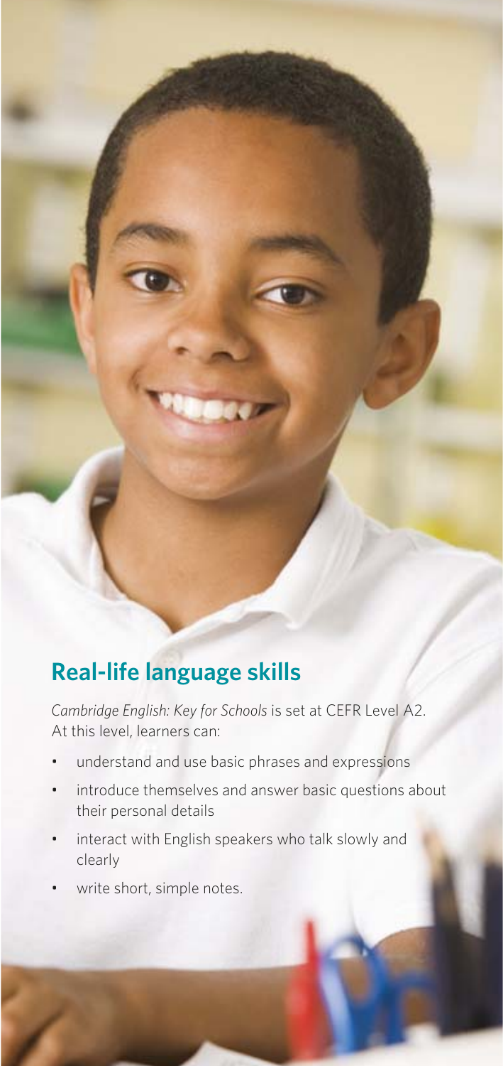## Real-life language skills

*Cambridge English: Key for Schools* is set at CEFR Level A2. At this level, learners can:

- understand and use basic phrases and expressions
- introduce themselves and answer basic questions about their personal details
- interact with English speakers who talk slowly and clearly
- write short, simple notes.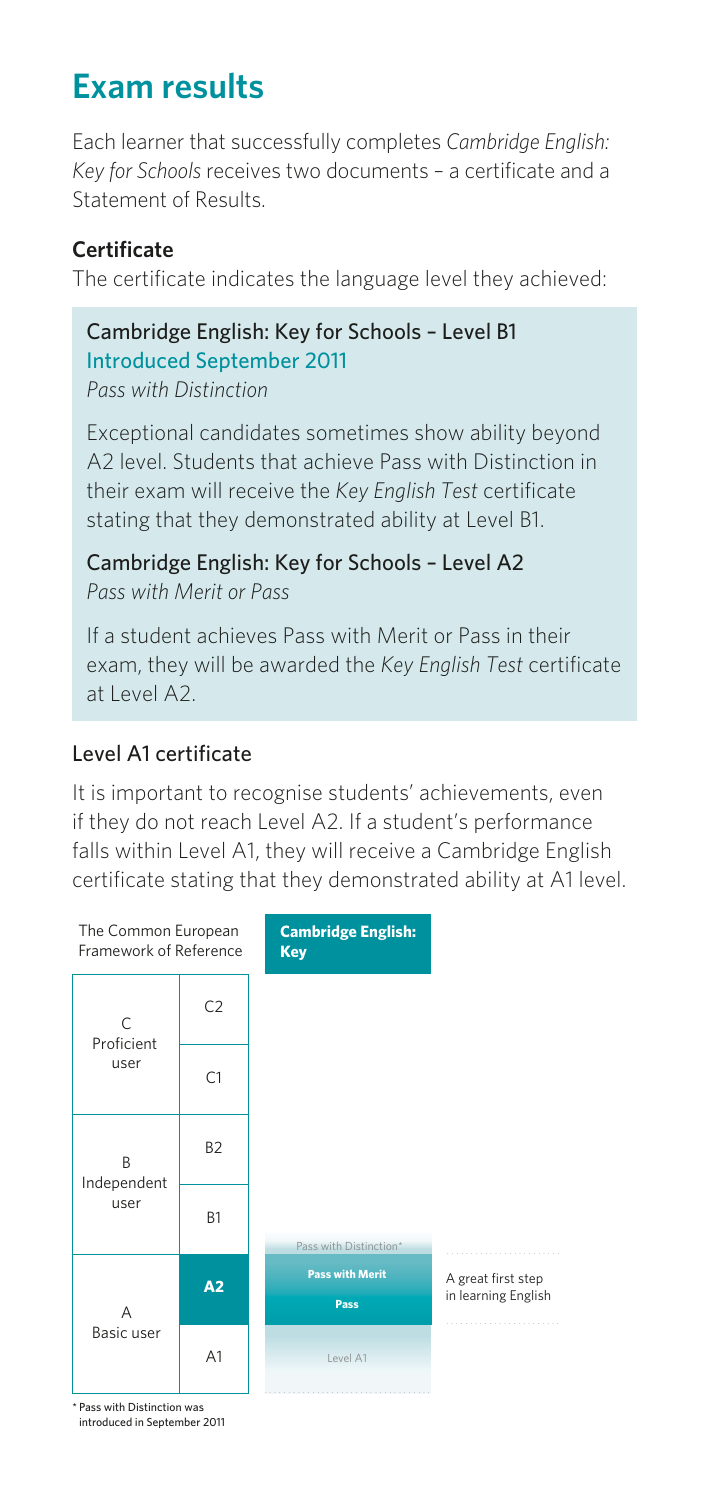# Exam results

Each learner that successfully completes *Cambridge English: Key for Schools* receives two documents – a certificate and a Statement of Results.

### Certificate

The certificate indicates the language level they achieved:

**Cambridge English: Key for Schools – Level B1**
Introduced September 2011
*Pass with Distinction*

Exceptional candidates sometimes show ability beyond A2 level. Students that achieve Pass with Distinction in their exam will receive the *Key English Test* certificate stating that they demonstrated ability at Level B1.

**Cambridge English: Key for Schools – Level A2**
*Pass with Merit or Pass*

If a student achieves Pass with Merit or Pass in their exam, they will be awarded the *Key English Test* certificate at Level A2.

### Level A1 certificate

It is important to recognise students' achievements, even if they do not reach Level A2. If a student's performance falls within Level A1, they will receive a Cambridge English certificate stating that they demonstrated ability at A1 level.

| The Common European Framework of Reference | | Cambridge English: Key | |
|---|---|---|---|
| C Proficient user | C2 | | |
| | C1 | | |
| B Independent user | B2 | | |
| | B1 | Pass with Distinction* | |
| A Basic user | **A2** | **Pass with Merit** / **Pass** | A great first step in learning English |
| | A1 | Level A1 | |

\* Pass with Distinction was introduced in September 2011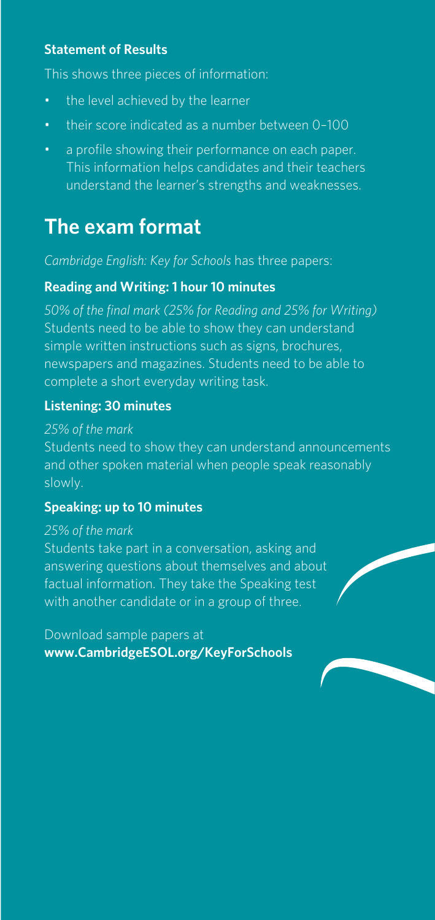**Statement of Results**

This shows three pieces of information:

- the level achieved by the learner
- their score indicated as a number between 0–100
- a profile showing their performance on each paper. This information helps candidates and their teachers understand the learner's strengths and weaknesses.

## The exam format

*Cambridge English: Key for Schools* has three papers:

**Reading and Writing: 1 hour 10 minutes**

*50% of the final mark (25% for Reading and 25% for Writing)*
Students need to be able to show they can understand simple written instructions such as signs, brochures, newspapers and magazines. Students need to be able to complete a short everyday writing task.

**Listening: 30 minutes**

*25% of the mark*
Students need to show they can understand announcements and other spoken material when people speak reasonably slowly.

**Speaking: up to 10 minutes**

*25% of the mark*
Students take part in a conversation, asking and answering questions about themselves and about factual information. They take the Speaking test with another candidate or in a group of three.

Download sample papers at
**www.CambridgeESOL.org/KeyForSchools**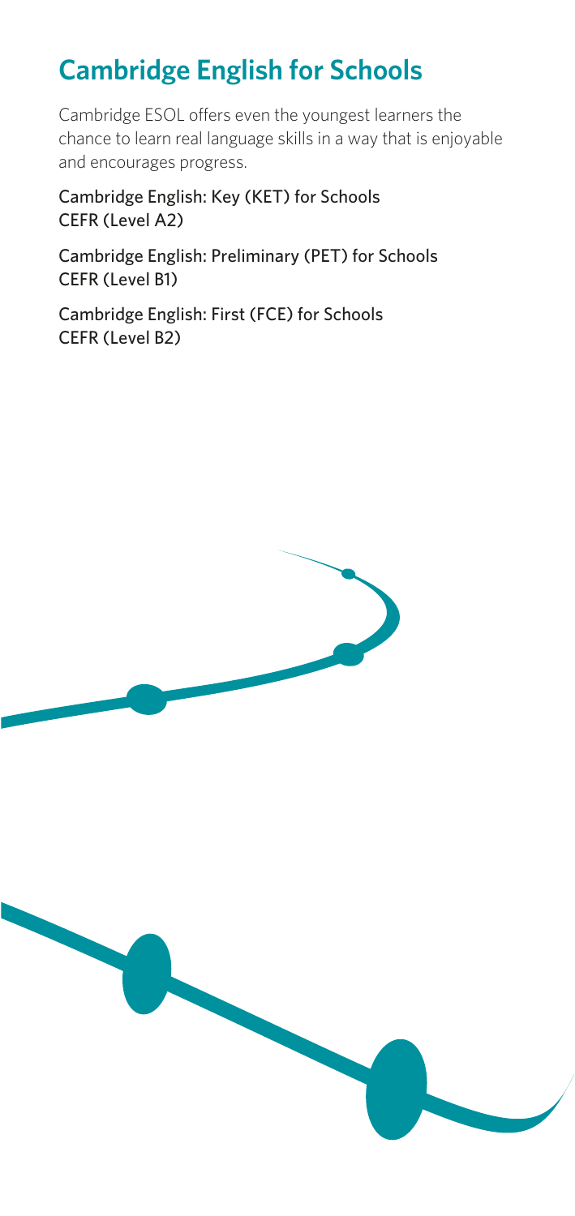## Cambridge English for Schools

Cambridge ESOL offers even the youngest learners the chance to learn real language skills in a way that is enjoyable and encourages progress.

Cambridge English: Key (KET) for Schools
CEFR (Level A2)

Cambridge English: Preliminary (PET) for Schools
CEFR (Level B1)

Cambridge English: First (FCE) for Schools
CEFR (Level B2)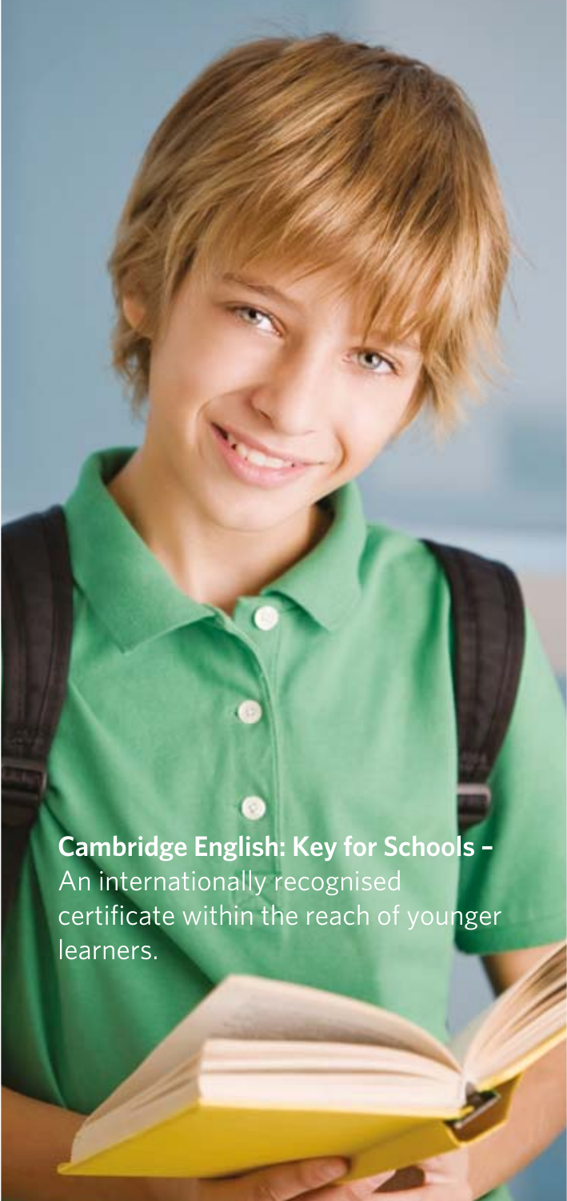**Cambridge English: Key for Schools –** An internationally recognised certificate within the reach of younger learners.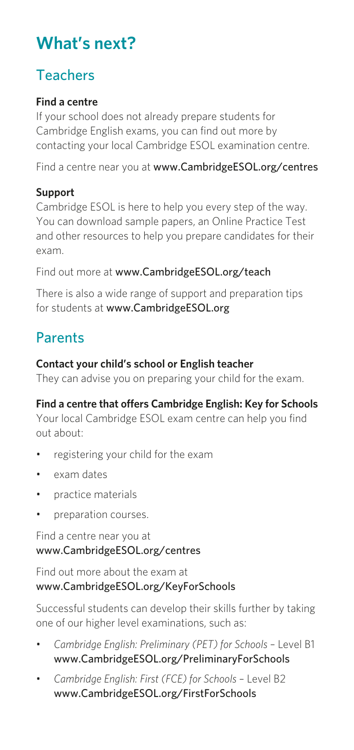# What's next?

## Teachers

**Find a centre**

If your school does not already prepare students for Cambridge English exams, you can find out more by contacting your local Cambridge ESOL examination centre.

Find a centre near you at **www.CambridgeESOL.org/centres**

**Support**

Cambridge ESOL is here to help you every step of the way. You can download sample papers, an Online Practice Test and other resources to help you prepare candidates for their exam.

Find out more at **www.CambridgeESOL.org/teach**

There is also a wide range of support and preparation tips for students at **www.CambridgeESOL.org**

## Parents

**Contact your child's school or English teacher**

They can advise you on preparing your child for the exam.

**Find a centre that offers Cambridge English: Key for Schools**

Your local Cambridge ESOL exam centre can help you find out about:

- registering your child for the exam
- exam dates
- practice materials
- preparation courses.

Find a centre near you at **www.CambridgeESOL.org/centres**

Find out more about the exam at **www.CambridgeESOL.org/KeyForSchools**

Successful students can develop their skills further by taking one of our higher level examinations, such as:

- *Cambridge English: Preliminary (PET) for Schools* – Level B1 **www.CambridgeESOL.org/PreliminaryForSchools**
- *Cambridge English: First (FCE) for Schools* – Level B2 **www.CambridgeESOL.org/FirstForSchools**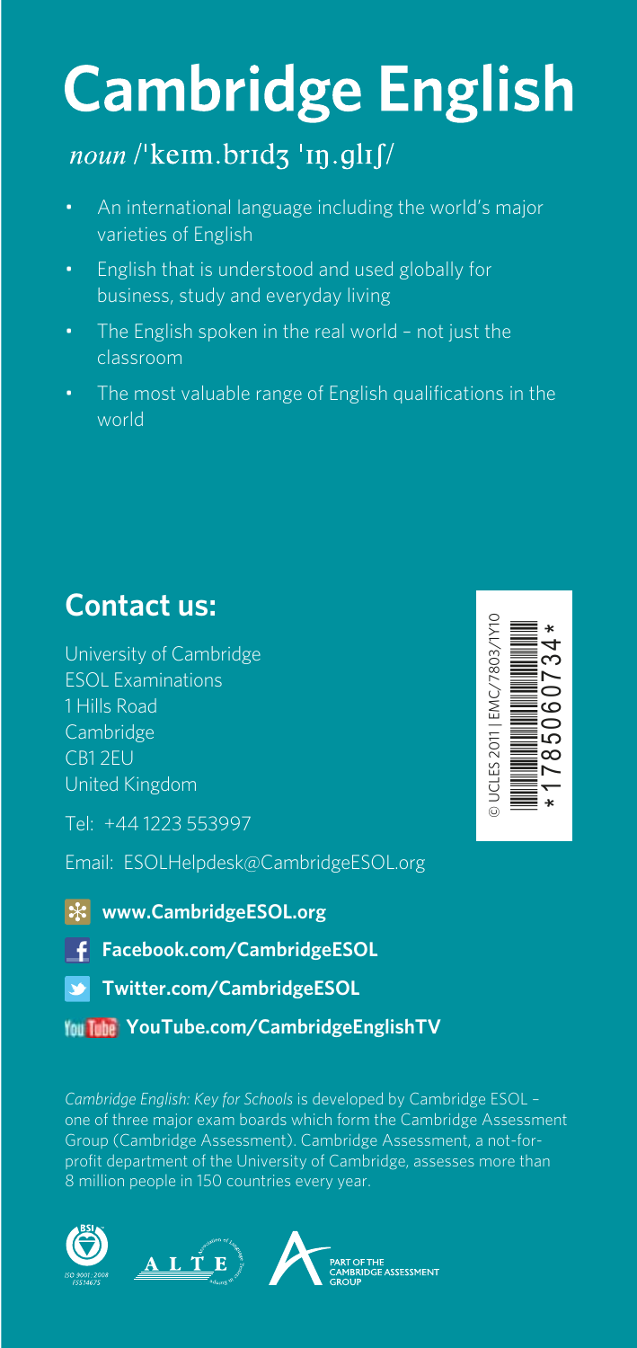# Cambridge English

*noun* /ˈkeɪm.brɪdʒ ˈɪŋ.glɪʃ/

- An international language including the world's major varieties of English
- English that is understood and used globally for business, study and everyday living
- The English spoken in the real world – not just the classroom
- The most valuable range of English qualifications in the world

## Contact us:

University of Cambridge
ESOL Examinations
1 Hills Road
Cambridge
CB1 2EU
United Kingdom

Tel: +44 1223 553997

Email: ESOLHelpdesk@CambridgeESOL.org

**www.CambridgeESOL.org**

**Facebook.com/CambridgeESOL**

**Twitter.com/CambridgeESOL**

**YouTube.com/CambridgeEnglishTV**

© UCLES 2011 | EMC/7803/1Y10

*1785060734*

*Cambridge English: Key for Schools* is developed by Cambridge ESOL – one of three major exam boards which form the Cambridge Assessment Group (Cambridge Assessment). Cambridge Assessment, a not-for-profit department of the University of Cambridge, assesses more than 8 million people in 150 countries every year.

ISO 9001:2008 FS514675

PART OF THE CAMBRIDGE ASSESSMENT GROUP